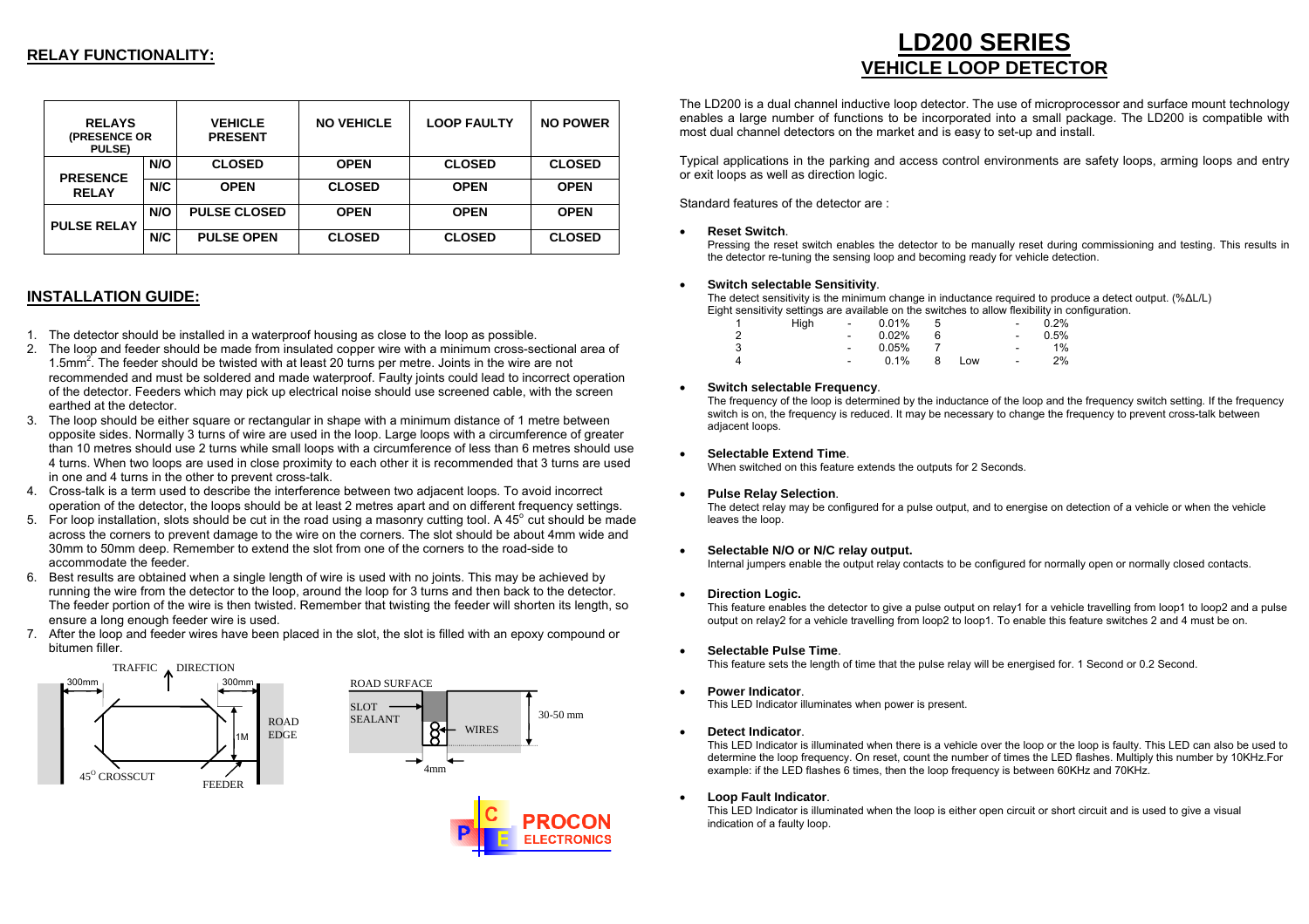# LD200 SERIES

## VEHICLE LOOP DETECTOR

The LD200 is a dual channel inductive loop detector. The use of microprocessor and surface mount technology enables a large number of functions to be incorporated into a small package. The LD200 is compatible with most dual channel detectors on the market and is easy to set-up and install.

Typical applications in the parking and access control environments are safety loops, arming loops and entry or exit loops as well as direction logic.

Standard features of the detector are :

- **Reset Switch**.
  Pressing the reset switch enables the detector to be manually reset during commissioning and testing. This results in the detector re-tuning the sensing loop and becoming ready for vehicle detection.

- **Switch selectable Sensitivity**.
  The detect sensitivity is the minimum change in inductance required to produce a detect output. (%ΔL/L)
  Eight sensitivity settings are available on the switches to allow flexibility in configuration.

| | | | | | | | |
|---|---|---|---|---|---|---|---|
| 1 | High | - | 0.01% | 5 | | - | 0.2% |
| 2 | | - | 0.02% | 6 | | - | 0.5% |
| 3 | | - | 0.05% | 7 | | - | 1% |
| 4 | | - | 0.1% | 8 | Low | - | 2% |

- **Switch selectable Frequency**.
  The frequency of the loop is determined by the inductance of the loop and the frequency switch setting. If the frequency switch is on, the frequency is reduced. It may be necessary to change the frequency to prevent cross-talk between adjacent loops.

- **Selectable Extend Time**.
  When switched on this feature extends the outputs for 2 Seconds.

- **Pulse Relay Selection**.
  The detect relay may be configured for a pulse output, and to energise on detection of a vehicle or when the vehicle leaves the loop.

- **Selectable N/O or N/C relay output.**
  Internal jumpers enable the output relay contacts to be configured for normally open or normally closed contacts.

- **Direction Logic.**
  This feature enables the detector to give a pulse output on relay1 for a vehicle travelling from loop1 to loop2 and a pulse output on relay2 for a vehicle travelling from loop2 to loop1. To enable this feature switches 2 and 4 must be on.

- **Selectable Pulse Time**.
  This feature sets the length of time that the pulse relay will be energised for. 1 Second or 0.2 Second.

- **Power Indicator**.
  This LED Indicator illuminates when power is present.

- **Detect Indicator**.
  This LED Indicator is illuminated when there is a vehicle over the loop or the loop is faulty. This LED can also be used to determine the loop frequency. On reset, count the number of times the LED flashes. Multiply this number by 10KHz.For example: if the LED flashes 6 times, then the loop frequency is between 60KHz and 70KHz.

- **Loop Fault Indicator**.
  This LED Indicator is illuminated when the loop is either open circuit or short circuit and is used to give a visual indication of a faulty loop.

## RELAY FUNCTIONALITY:

| RELAYS (PRESENCE OR PULSE) | | VEHICLE PRESENT | NO VEHICLE | LOOP FAULTY | NO POWER |
|---|---|---|---|---|---|
| PRESENCE RELAY | N/O | CLOSED | OPEN | CLOSED | CLOSED |
| | N/C | OPEN | CLOSED | OPEN | OPEN |
| PULSE RELAY | N/O | PULSE CLOSED | OPEN | OPEN | OPEN |
| | N/C | PULSE OPEN | CLOSED | CLOSED | CLOSED |

## INSTALLATION GUIDE:

1. The detector should be installed in a waterproof housing as close to the loop as possible.
2. The loop and feeder should be made from insulated copper wire with a minimum cross-sectional area of 1.5mm$^2$. The feeder should be twisted with at least 20 turns per metre. Joints in the wire are not recommended and must be soldered and made waterproof. Faulty joints could lead to incorrect operation of the detector. Feeders which may pick up electrical noise should use screened cable, with the screen earthed at the detector.
3. The loop should be either square or rectangular in shape with a minimum distance of 1 metre between opposite sides. Normally 3 turns of wire are used in the loop. Large loops with a circumference of greater than 10 metres should use 2 turns while small loops with a circumference of less than 6 metres should use 4 turns. When two loops are used in close proximity to each other it is recommended that 3 turns are used in one and 4 turns in the other to prevent cross-talk.
4. Cross-talk is a term used to describe the interference between two adjacent loops. To avoid incorrect operation of the detector, the loops should be at least 2 metres apart and on different frequency settings.
5. For loop installation, slots should be cut in the road using a masonry cutting tool. A 45$^o$ cut should be made across the corners to prevent damage to the wire on the corners. The slot should be about 4mm wide and 30mm to 50mm deep. Remember to extend the slot from one of the corners to the road-side to accommodate the feeder.
6. Best results are obtained when a single length of wire is used with no joints. This may be achieved by running the wire from the detector to the loop, around the loop for 3 turns and then back to the detector. The feeder portion of the wire is then twisted. Remember that twisting the feeder will shorten its length, so ensure a long enough feeder wire is used.
7. After the loop and feeder wires have been placed in the slot, the slot is filled with an epoxy compound or bitumen filler.

TRAFFIC DIRECTION — 300mm — 300mm — 1M — ROAD EDGE — 45$^O$ CROSSCUT — FEEDER

ROAD SURFACE — SLOT SEALANT — WIRES — 30-50 mm — 4mm

PROCON ELECTRONICS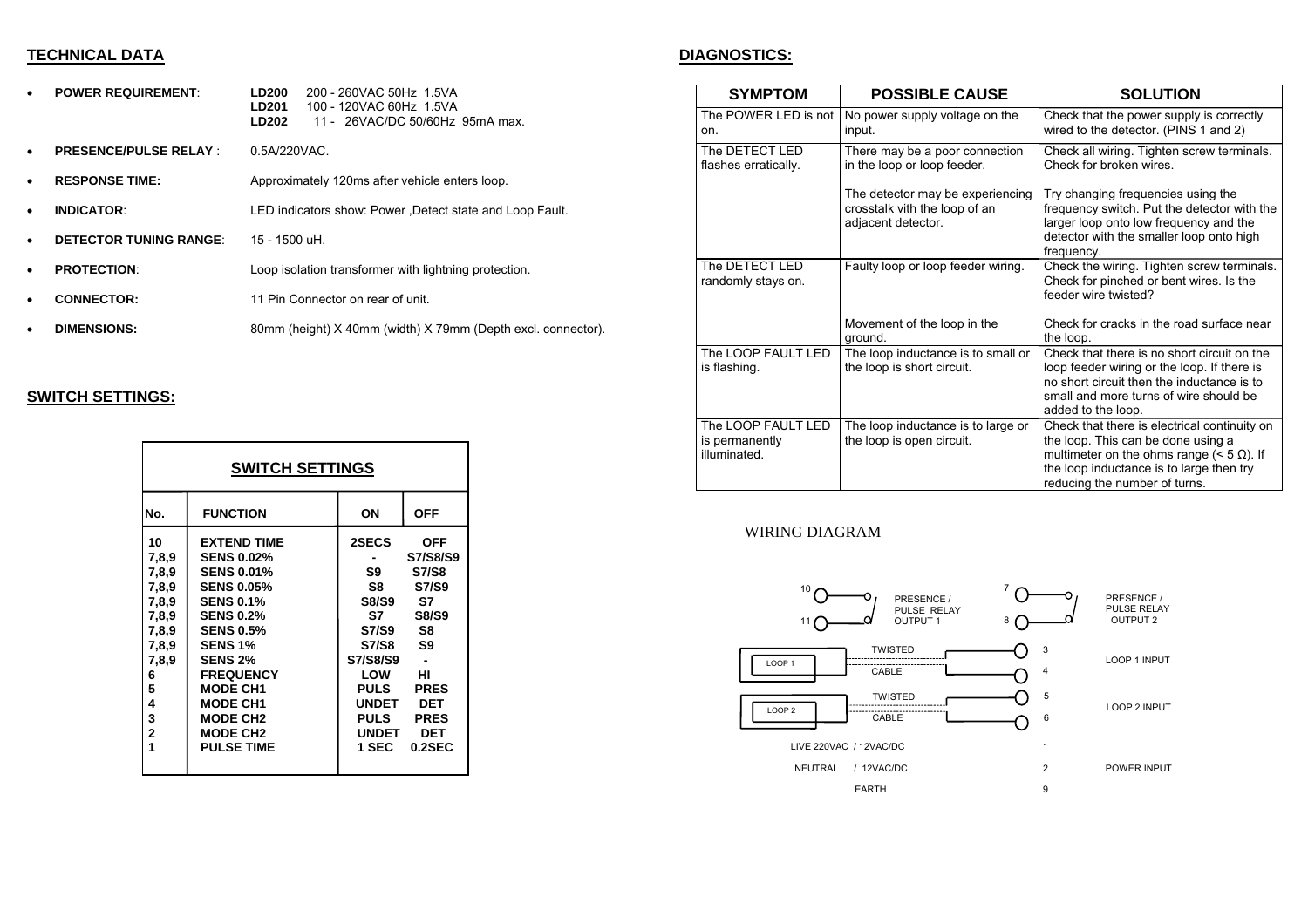## TECHNICAL DATA

- **POWER REQUIREMENT**: **LD200** 200 - 260VAC 50Hz 1.5VA
  **LD201** 100 - 120VAC 60Hz 1.5VA
  **LD202** 11 - 26VAC/DC 50/60Hz 95mA max.
- **PRESENCE/PULSE RELAY** : 0.5A/220VAC.
- **RESPONSE TIME:** Approximately 120ms after vehicle enters loop.
- **INDICATOR**: LED indicators show: Power ,Detect state and Loop Fault.
- **DETECTOR TUNING RANGE**: 15 - 1500 uH.
- **PROTECTION**: Loop isolation transformer with lightning protection.
- **CONNECTOR:** 11 Pin Connector on rear of unit.
- **DIMENSIONS:** 80mm (height) X 40mm (width) X 79mm (Depth excl. connector).

## SWITCH SETTINGS:

**SWITCH SETTINGS**

| No. | FUNCTION | ON | OFF |
|---|---|---|---|
| 10 | EXTEND TIME | 2SECS | OFF |
| 7,8,9 | SENS 0.02% | - | S7/S8/S9 |
| 7,8,9 | SENS 0.01% | S9 | S7/S8 |
| 7,8,9 | SENS 0.05% | S8 | S7/S9 |
| 7,8,9 | SENS 0.1% | S8/S9 | S7 |
| 7,8,9 | SENS 0.2% | S7 | S8/S9 |
| 7,8,9 | SENS 0.5% | S7/S9 | S8 |
| 7,8,9 | SENS 1% | S7/S8 | S9 |
| 7,8,9 | SENS 2% | S7/S8/S9 | - |
| 6 | FREQUENCY | LOW | HI |
| 5 | MODE CH1 | PULS | PRES |
| 4 | MODE CH1 | UNDET | DET |
| 3 | MODE CH2 | PULS | PRES |
| 2 | MODE CH2 | UNDET | DET |
| 1 | PULSE TIME | 1 SEC | 0.2SEC |

## DIAGNOSTICS:

| SYMPTOM | POSSIBLE CAUSE | SOLUTION |
|---|---|---|
| The POWER LED is not on. | No power supply voltage on the input. | Check that the power supply is correctly wired to the detector. (PINS 1 and 2) |
| The DETECT LED flashes erratically. | There may be a poor connection in the loop or loop feeder. | Check all wiring. Tighten screw terminals. Check for broken wires. |
| | The detector may be experiencing crosstalk vith the loop of an adjacent detector. | Try changing frequencies using the frequency switch. Put the detector with the larger loop onto low frequency and the detector with the smaller loop onto high frequency. |
| The DETECT LED randomly stays on. | Faulty loop or loop feeder wiring. | Check the wiring. Tighten screw terminals. Check for pinched or bent wires. Is the feeder wire twisted? |
| | Movement of the loop in the ground. | Check for cracks in the road surface near the loop. |
| The LOOP FAULT LED is flashing. | The loop inductance is to small or the loop is short circuit. | Check that there is no short circuit on the loop feeder wiring or the loop. If there is no short circuit then the inductance is to small and more turns of wire should be added to the loop. |
| The LOOP FAULT LED is permanently illuminated. | The loop inductance is to large or the loop is open circuit. | Check that there is electrical continuity on the loop. This can be done using a multimeter on the ohms range (< 5 Ω). If the loop inductance is to large then try reducing the number of turns. |

WIRING DIAGRAM

10
11
PRESENCE / PULSE RELAY OUTPUT 1

7
8
PRESENCE / PULSE RELAY OUTPUT 2

LOOP 1
TWISTED
CABLE
3
4
LOOP 1 INPUT

LOOP 2
TWISTED
CABLE
5
6
LOOP 2 INPUT

LIVE 220VAC / 12VAC/DC 1
NEUTRAL / 12VAC/DC 2
POWER INPUT
EARTH 9